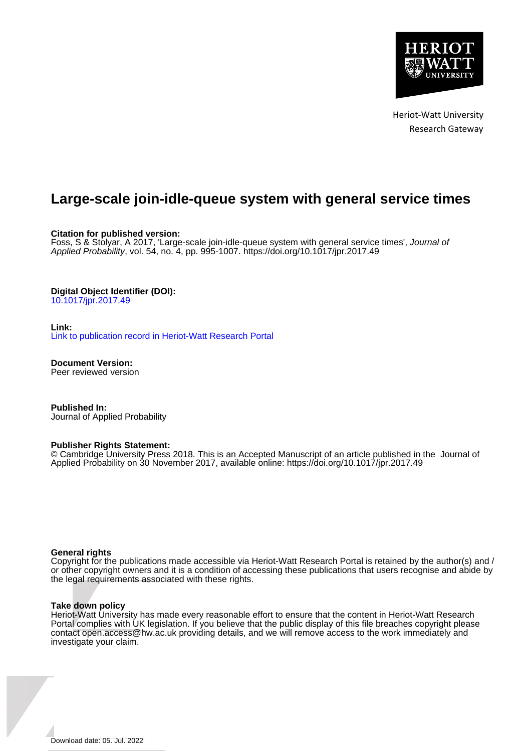Heriot-Watt University
Research Gateway

# Large-scale join-idle-queue system with general service times

**Citation for published version:**
Foss, S & Stolyar, A 2017, 'Large-scale join-idle-queue system with general service times', *Journal of Applied Probability*, vol. 54, no. 4, pp. 995-1007. https://doi.org/10.1017/jpr.2017.49

**Digital Object Identifier (DOI):**
10.1017/jpr.2017.49

**Link:**
Link to publication record in Heriot-Watt Research Portal

**Document Version:**
Peer reviewed version

**Published In:**
Journal of Applied Probability

**Publisher Rights Statement:**
© Cambridge University Press 2018. This is an Accepted Manuscript of an article published in the Journal of Applied Probability on 30 November 2017, available online: https://doi.org/10.1017/jpr.2017.49

**General rights**
Copyright for the publications made accessible via Heriot-Watt Research Portal is retained by the author(s) and / or other copyright owners and it is a condition of accessing these publications that users recognise and abide by the legal requirements associated with these rights.

**Take down policy**
Heriot-Watt University has made every reasonable effort to ensure that the content in Heriot-Watt Research Portal complies with UK legislation. If you believe that the public display of this file breaches copyright please contact open.access@hw.ac.uk providing details, and we will remove access to the work immediately and investigate your claim.

Download date: 05. Jul. 2022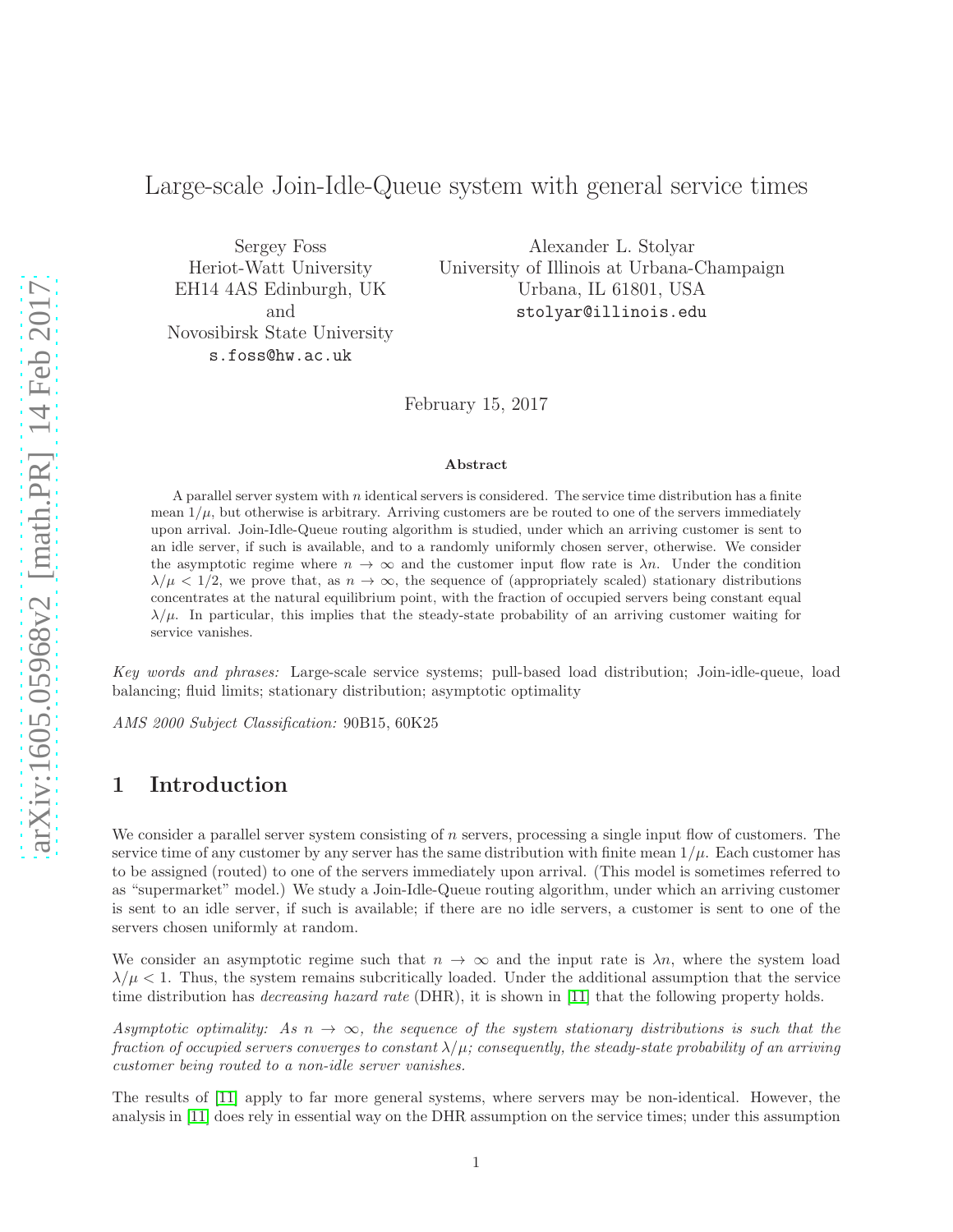# Large-scale Join-Idle-Queue system with general service times

Sergey Foss
Heriot-Watt University
EH14 4AS Edinburgh, UK
and
Novosibirsk State University
s.foss@hw.ac.uk

Alexander L. Stolyar
University of Illinois at Urbana-Champaign
Urbana, IL 61801, USA
stolyar@illinois.edu

February 15, 2017

**Abstract**

A parallel server system with $n$ identical servers is considered. The service time distribution has a finite mean $1/\mu$, but otherwise is arbitrary. Arriving customers are be routed to one of the servers immediately upon arrival. Join-Idle-Queue routing algorithm is studied, under which an arriving customer is sent to an idle server, if such is available, and to a randomly uniformly chosen server, otherwise. We consider the asymptotic regime where $n \to \infty$ and the customer input flow rate is $\lambda n$. Under the condition $\lambda/\mu < 1/2$, we prove that, as $n \to \infty$, the sequence of (appropriately scaled) stationary distributions concentrates at the natural equilibrium point, with the fraction of occupied servers being constant equal $\lambda/\mu$. In particular, this implies that the steady-state probability of an arriving customer waiting for service vanishes.

*Key words and phrases:* Large-scale service systems; pull-based load distribution; Join-idle-queue, load balancing; fluid limits; stationary distribution; asymptotic optimality

*AMS 2000 Subject Classification:* 90B15, 60K25

## 1 Introduction

We consider a parallel server system consisting of $n$ servers, processing a single input flow of customers. The service time of any customer by any server has the same distribution with finite mean $1/\mu$. Each customer has to be assigned (routed) to one of the servers immediately upon arrival. (This model is sometimes referred to as "supermarket" model.) We study a Join-Idle-Queue routing algorithm, under which an arriving customer is sent to an idle server, if such is available; if there are no idle servers, a customer is sent to one of the servers chosen uniformly at random.

We consider an asymptotic regime such that $n \to \infty$ and the input rate is $\lambda n$, where the system load $\lambda/\mu < 1$. Thus, the system remains subcritically loaded. Under the additional assumption that the service time distribution has *decreasing hazard rate* (DHR), it is shown in [11] that the following property holds.

*Asymptotic optimality: As $n \to \infty$, the sequence of the system stationary distributions is such that the fraction of occupied servers converges to constant $\lambda/\mu$; consequently, the steady-state probability of an arriving customer being routed to a non-idle server vanishes.*

The results of [11] apply to far more general systems, where servers may be non-identical. However, the analysis in [11] does rely in essential way on the DHR assumption on the service times; under this assumption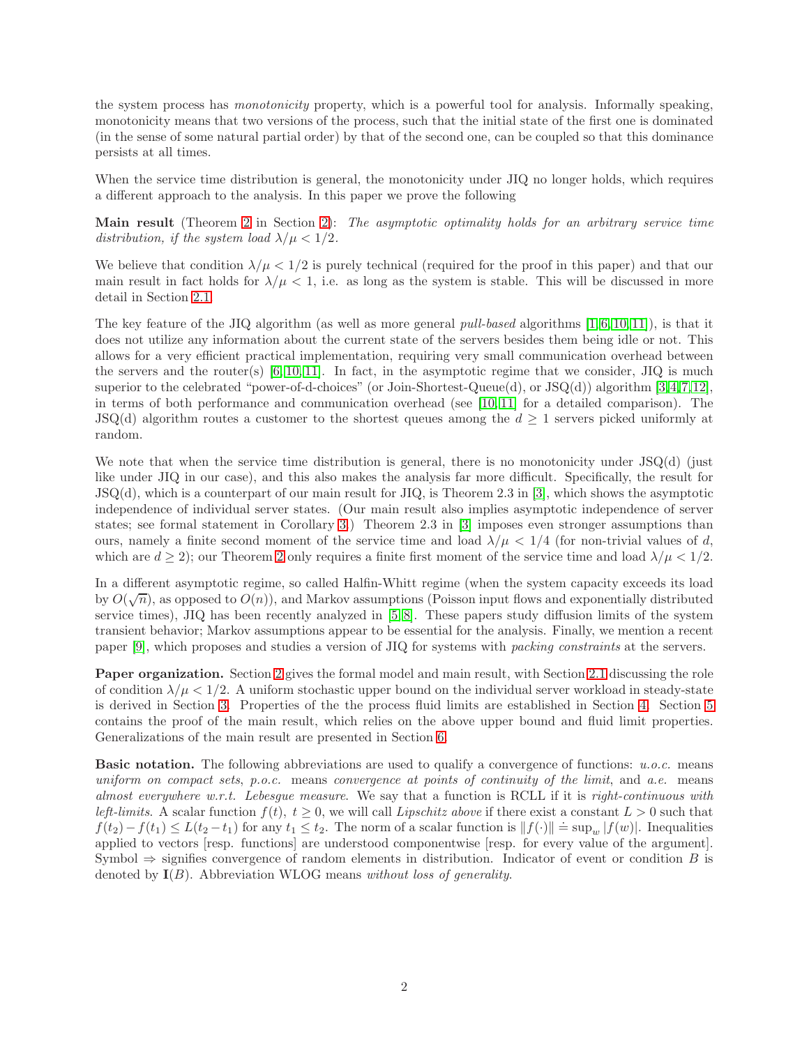the system process has *monotonicity* property, which is a powerful tool for analysis. Informally speaking, monotonicity means that two versions of the process, such that the initial state of the first one is dominated (in the sense of some natural partial order) by that of the second one, can be coupled so that this dominance persists at all times.

When the service time distribution is general, the monotonicity under JIQ no longer holds, which requires a different approach to the analysis. In this paper we prove the following

**Main result** (Theorem 2 in Section 2): *The asymptotic optimality holds for an arbitrary service time distribution, if the system load $\lambda/\mu < 1/2$.*

We believe that condition $\lambda/\mu < 1/2$ is purely technical (required for the proof in this paper) and that our main result in fact holds for $\lambda/\mu < 1$, i.e. as long as the system is stable. This will be discussed in more detail in Section 2.1.

The key feature of the JIQ algorithm (as well as more general *pull-based* algorithms [1,6,10,11]), is that it does not utilize any information about the current state of the servers besides them being idle or not. This allows for a very efficient practical implementation, requiring very small communication overhead between the servers and the router(s) [6,10,11]. In fact, in the asymptotic regime that we consider, JIQ is much superior to the celebrated "power-of-d-choices" (or Join-Shortest-Queue(d), or JSQ(d)) algorithm [3,4,7,12], in terms of both performance and communication overhead (see [10,11] for a detailed comparison). The JSQ(d) algorithm routes a customer to the shortest queues among the $d \geq 1$ servers picked uniformly at random.

We note that when the service time distribution is general, there is no monotonicity under JSQ(d) (just like under JIQ in our case), and this also makes the analysis far more difficult. Specifically, the result for JSQ(d), which is a counterpart of our main result for JIQ, is Theorem 2.3 in [3], which shows the asymptotic independence of individual server states. (Our main result also implies asymptotic independence of server states; see formal statement in Corollary 3.) Theorem 2.3 in [3] imposes even stronger assumptions than ours, namely a finite second moment of the service time and load $\lambda/\mu < 1/4$ (for non-trivial values of $d$, which are $d \geq 2$); our Theorem 2 only requires a finite first moment of the service time and load $\lambda/\mu < 1/2$.

In a different asymptotic regime, so called Halfin-Whitt regime (when the system capacity exceeds its load by $O(\sqrt{n})$, as opposed to $O(n)$), and Markov assumptions (Poisson input flows and exponentially distributed service times), JIQ has been recently analyzed in [5,8]. These papers study diffusion limits of the system transient behavior; Markov assumptions appear to be essential for the analysis. Finally, we mention a recent paper [9], which proposes and studies a version of JIQ for systems with *packing constraints* at the servers.

**Paper organization.** Section 2 gives the formal model and main result, with Section 2.1 discussing the role of condition $\lambda/\mu < 1/2$. A uniform stochastic upper bound on the individual server workload in steady-state is derived in Section 3. Properties of the the process fluid limits are established in Section 4. Section 5 contains the proof of the main result, which relies on the above upper bound and fluid limit properties. Generalizations of the main result are presented in Section 6.

**Basic notation.** The following abbreviations are used to qualify a convergence of functions: *u.o.c.* means *uniform on compact sets*, *p.o.c.* means *convergence at points of continuity of the limit*, and *a.e.* means *almost everywhere w.r.t. Lebesgue measure*. We say that a function is RCLL if it is *right-continuous with left-limits*. A scalar function $f(t),\ t \geq 0$, we will call *Lipschitz above* if there exist a constant $L > 0$ such that $f(t_2) - f(t_1) \leq L(t_2 - t_1)$ for any $t_1 \leq t_2$. The norm of a scalar function is $\|f(\cdot)\| \doteq \sup_w |f(w)|$. Inequalities applied to vectors [resp. functions] are understood componentwise [resp. for every value of the argument]. Symbol $\Rightarrow$ signifies convergence of random elements in distribution. Indicator of event or condition $B$ is denoted by $\mathbf{I}(B)$. Abbreviation WLOG means *without loss of generality*.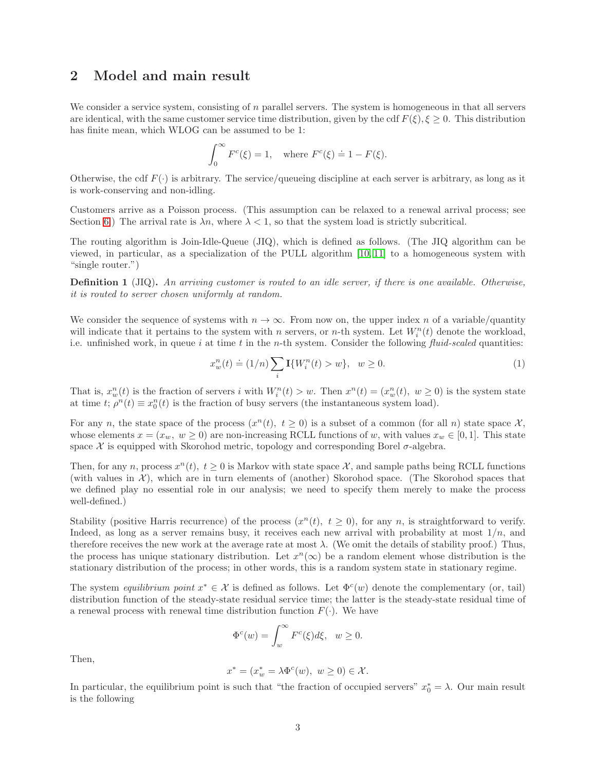## 2 Model and main result

We consider a service system, consisting of $n$ parallel servers. The system is homogeneous in that all servers are identical, with the same customer service time distribution, given by the cdf $F(\xi), \xi \geq 0$. This distribution has finite mean, which WLOG can be assumed to be 1:

$$\int_0^\infty F^c(\xi) = 1, \quad \text{where } F^c(\xi) \doteq 1 - F(\xi).$$

Otherwise, the cdf $F(\cdot)$ is arbitrary. The service/queueing discipline at each server is arbitrary, as long as it is work-conserving and non-idling.

Customers arrive as a Poisson process. (This assumption can be relaxed to a renewal arrival process; see Section 6.) The arrival rate is $\lambda n$, where $\lambda < 1$, so that the system load is strictly subcritical.

The routing algorithm is Join-Idle-Queue (JIQ), which is defined as follows. (The JIQ algorithm can be viewed, in particular, as a specialization of the PULL algorithm [10, 11] to a homogeneous system with "single router.")

**Definition 1** (JIQ). *An arriving customer is routed to an idle server, if there is one available. Otherwise, it is routed to server chosen uniformly at random.*

We consider the sequence of systems with $n \to \infty$. From now on, the upper index $n$ of a variable/quantity will indicate that it pertains to the system with $n$ servers, or $n$-th system. Let $W_i^n(t)$ denote the workload, i.e. unfinished work, in queue $i$ at time $t$ in the $n$-th system. Consider the following *fluid-scaled* quantities:

$$x_w^n(t) \doteq (1/n) \sum_i \mathbf{I}\{W_i^n(t) > w\}, \quad w \geq 0. \tag{1}$$

That is, $x_w^n(t)$ is the fraction of servers $i$ with $W_i^n(t) > w$. Then $x^n(t) = (x_w^n(t),\ w \geq 0)$ is the system state at time $t$; $\rho^n(t) \equiv x_0^n(t)$ is the fraction of busy servers (the instantaneous system load).

For any $n$, the state space of the process $(x^n(t),\ t \geq 0)$ is a subset of a common (for all $n$) state space $\mathcal{X}$, whose elements $x = (x_w,\ w \geq 0)$ are non-increasing RCLL functions of $w$, with values $x_w \in [0, 1]$. This state space $\mathcal{X}$ is equipped with Skorohod metric, topology and corresponding Borel $\sigma$-algebra.

Then, for any $n$, process $x^n(t),\ t \geq 0$ is Markov with state space $\mathcal{X}$, and sample paths being RCLL functions (with values in $\mathcal{X}$), which are in turn elements of (another) Skorohod space. (The Skorohod spaces that we defined play no essential role in our analysis; we need to specify them merely to make the process well-defined.)

Stability (positive Harris recurrence) of the process $(x^n(t),\ t \geq 0)$, for any $n$, is straightforward to verify. Indeed, as long as a server remains busy, it receives each new arrival with probability at most $1/n$, and therefore receives the new work at the average rate at most $\lambda$. (We omit the details of stability proof.) Thus, the process has unique stationary distribution. Let $x^n(\infty)$ be a random element whose distribution is the stationary distribution of the process; in other words, this is a random system state in stationary regime.

The system *equilibrium point* $x^* \in \mathcal{X}$ is defined as follows. Let $\Phi^c(w)$ denote the complementary (or, tail) distribution function of the steady-state residual service time; the latter is the steady-state residual time of a renewal process with renewal time distribution function $F(\cdot)$. We have

$$\Phi^c(w) = \int_w^\infty F^c(\xi) d\xi, \quad w \geq 0.$$

Then,

$$x^* = (x_w^* = \lambda \Phi^c(w),\ w \geq 0) \in \mathcal{X}.$$

In particular, the equilibrium point is such that "the fraction of occupied servers" $x_0^* = \lambda$. Our main result is the following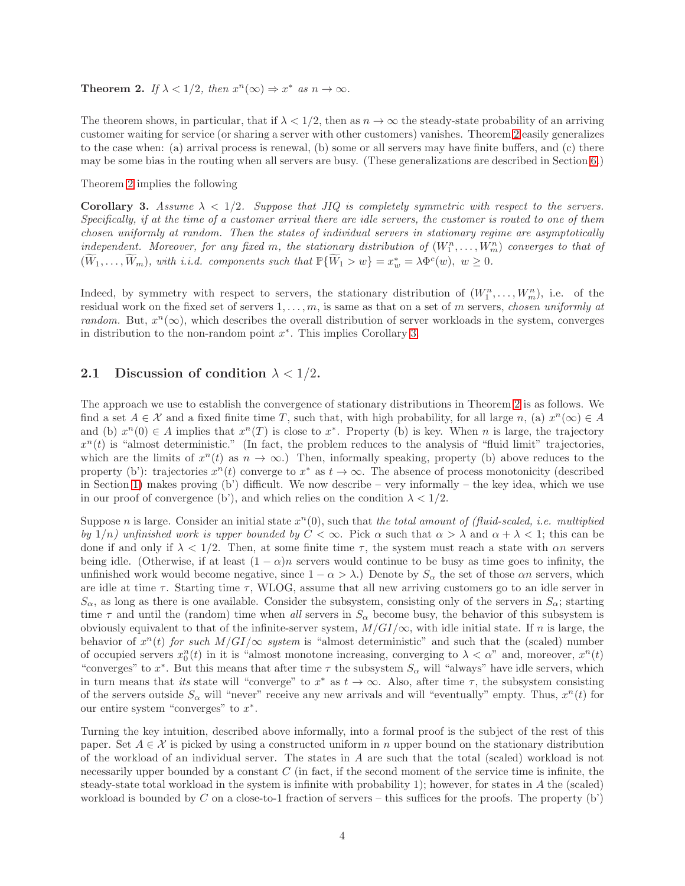**Theorem 2.** *If $\lambda < 1/2$, then $x^n(\infty) \Rightarrow x^*$ as $n \to \infty$.*

The theorem shows, in particular, that if $\lambda < 1/2$, then as $n \to \infty$ the steady-state probability of an arriving customer waiting for service (or sharing a server with other customers) vanishes. Theorem 2 easily generalizes to the case when: (a) arrival process is renewal, (b) some or all servers may have finite buffers, and (c) there may be some bias in the routing when all servers are busy. (These generalizations are described in Section 6.)

Theorem 2 implies the following

**Corollary 3.** *Assume $\lambda < 1/2$. Suppose that JIQ is completely symmetric with respect to the servers. Specifically, if at the time of a customer arrival there are idle servers, the customer is routed to one of them chosen uniformly at random. Then the states of individual servers in stationary regime are asymptotically independent. Moreover, for any fixed $m$, the stationary distribution of $(W_1^n, \ldots, W_m^n)$ converges to that of $(\widetilde{W}_1, \ldots, \widetilde{W}_m)$, with i.i.d. components such that $\mathbb{P}\{\widetilde{W}_1 > w\} = x_w^* = \lambda \Phi^c(w)$, $w \geq 0$.*

Indeed, by symmetry with respect to servers, the stationary distribution of $(W_1^n, \ldots, W_m^n)$, i.e. of the residual work on the fixed set of servers $1, \ldots, m$, is same as that on a set of $m$ servers, *chosen uniformly at random*. But, $x^n(\infty)$, which describes the overall distribution of server workloads in the system, converges in distribution to the non-random point $x^*$. This implies Corollary 3.

## 2.1 Discussion of condition $\lambda < 1/2$.

The approach we use to establish the convergence of stationary distributions in Theorem 2 is as follows. We find a set $A \in \mathcal{X}$ and a fixed finite time $T$, such that, with high probability, for all large $n$, (a) $x^n(\infty) \in A$ and (b) $x^n(0) \in A$ implies that $x^n(T)$ is close to $x^*$. Property (b) is key. When $n$ is large, the trajectory $x^n(t)$ is "almost deterministic." (In fact, the problem reduces to the analysis of "fluid limit" trajectories, which are the limits of $x^n(t)$ as $n \to \infty$.) Then, informally speaking, property (b) above reduces to the property (b'): trajectories $x^n(t)$ converge to $x^*$ as $t \to \infty$. The absence of process monotonicity (described in Section 1) makes proving (b') difficult. We now describe – very informally – the key idea, which we use in our proof of convergence (b'), and which relies on the condition $\lambda < 1/2$.

Suppose $n$ is large. Consider an initial state $x^n(0)$, such that *the total amount of (fluid-scaled, i.e. multiplied by $1/n$) unfinished work is upper bounded by $C < \infty$*. Pick $\alpha$ such that $\alpha > \lambda$ and $\alpha + \lambda < 1$; this can be done if and only if $\lambda < 1/2$. Then, at some finite time $\tau$, the system must reach a state with $\alpha n$ servers being idle. (Otherwise, if at least $(1-\alpha)n$ servers would continue to be busy as time goes to infinity, the unfinished work would become negative, since $1 - \alpha > \lambda$.) Denote by $S_\alpha$ the set of those $\alpha n$ servers, which are idle at time $\tau$. Starting time $\tau$, WLOG, assume that all new arriving customers go to an idle server in $S_\alpha$, as long as there is one available. Consider the subsystem, consisting only of the servers in $S_\alpha$; starting time $\tau$ and until the (random) time when *all* servers in $S_\alpha$ become busy, the behavior of this subsystem is obviously equivalent to that of the infinite-server system, $M/GI/\infty$, with idle initial state. If $n$ is large, the behavior of $x^n(t)$ *for such $M/GI/\infty$ system* is "almost deterministic" and such that the (scaled) number of occupied servers $x_0^n(t)$ in it is "almost monotone increasing, converging to $\lambda < \alpha$" and, moreover, $x^n(t)$ "converges" to $x^*$. But this means that after time $\tau$ the subsystem $S_\alpha$ will "always" have idle servers, which in turn means that *its* state will "converge" to $x^*$ as $t \to \infty$. Also, after time $\tau$, the subsystem consisting of the servers outside $S_\alpha$ will "never" receive any new arrivals and will "eventually" empty. Thus, $x^n(t)$ for our entire system "converges" to $x^*$.

Turning the key intuition, described above informally, into a formal proof is the subject of the rest of this paper. Set $A \in \mathcal{X}$ is picked by using a constructed uniform in $n$ upper bound on the stationary distribution of the workload of an individual server. The states in $A$ are such that the total (scaled) workload is not necessarily upper bounded by a constant $C$ (in fact, if the second moment of the service time is infinite, the steady-state total workload in the system is infinite with probability 1); however, for states in $A$ the (scaled) workload is bounded by $C$ on a close-to-1 fraction of servers – this suffices for the proofs. The property (b')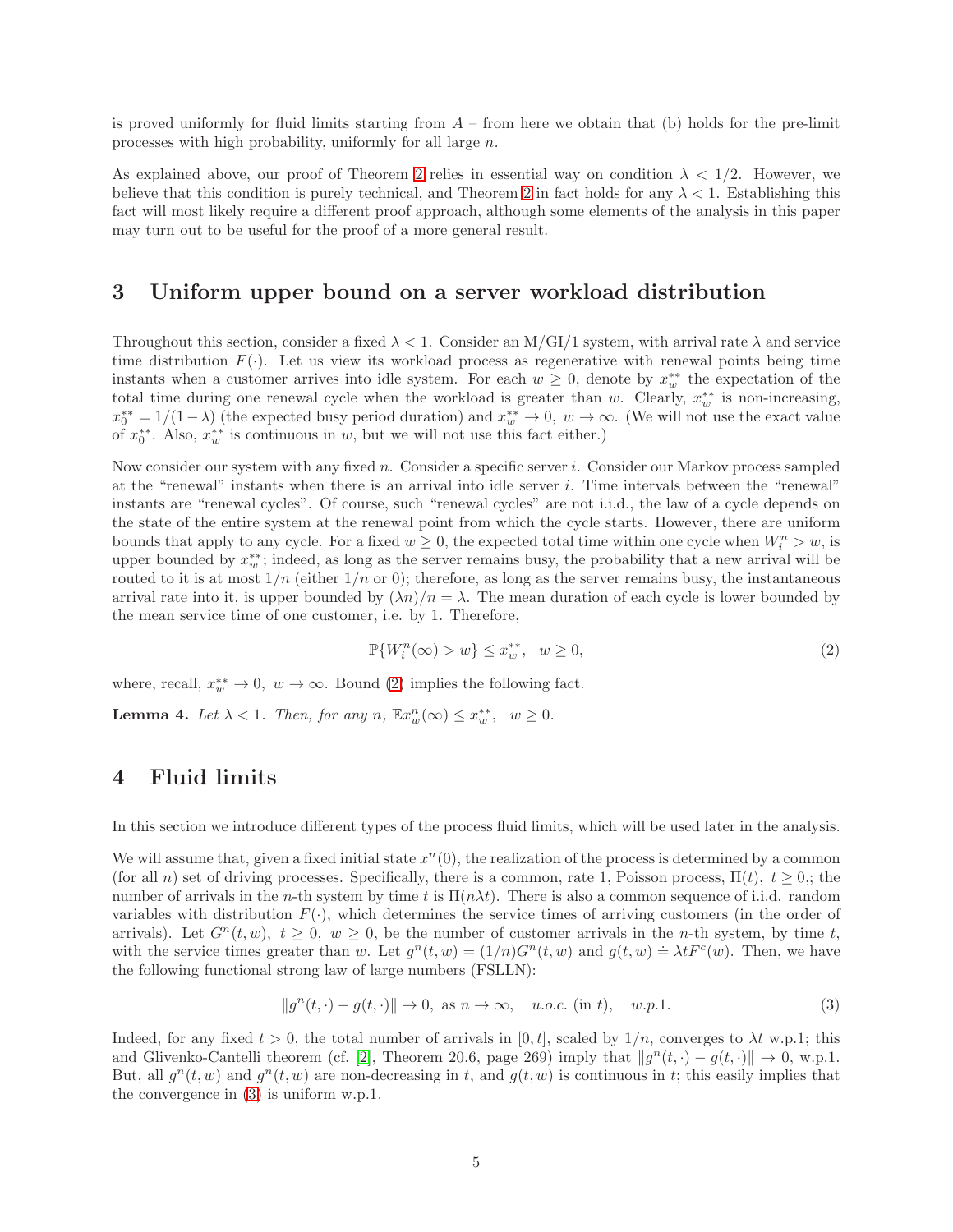is proved uniformly for fluid limits starting from $A$ – from here we obtain that (b) holds for the pre-limit processes with high probability, uniformly for all large $n$.

As explained above, our proof of Theorem 2 relies in essential way on condition $\lambda < 1/2$. However, we believe that this condition is purely technical, and Theorem 2 in fact holds for any $\lambda < 1$. Establishing this fact will most likely require a different proof approach, although some elements of the analysis in this paper may turn out to be useful for the proof of a more general result.

## 3 Uniform upper bound on a server workload distribution

Throughout this section, consider a fixed $\lambda < 1$. Consider an M/GI/1 system, with arrival rate $\lambda$ and service time distribution $F(\cdot)$. Let us view its workload process as regenerative with renewal points being time instants when a customer arrives into idle system. For each $w \geq 0$, denote by $x_w^{**}$ the expectation of the total time during one renewal cycle when the workload is greater than $w$. Clearly, $x_w^{**}$ is non-increasing, $x_0^{**} = 1/(1-\lambda)$ (the expected busy period duration) and $x_w^{**} \to 0$, $w \to \infty$. (We will not use the exact value of $x_0^{**}$. Also, $x_w^{**}$ is continuous in $w$, but we will not use this fact either.)

Now consider our system with any fixed $n$. Consider a specific server $i$. Consider our Markov process sampled at the "renewal" instants when there is an arrival into idle server $i$. Time intervals between the "renewal" instants are "renewal cycles". Of course, such "renewal cycles" are not i.i.d., the law of a cycle depends on the state of the entire system at the renewal point from which the cycle starts. However, there are uniform bounds that apply to any cycle. For a fixed $w \geq 0$, the expected total time within one cycle when $W_i^n > w$, is upper bounded by $x_w^{**}$; indeed, as long as the server remains busy, the probability that a new arrival will be routed to it is at most $1/n$ (either $1/n$ or 0); therefore, as long as the server remains busy, the instantaneous arrival rate into it, is upper bounded by $(\lambda n)/n = \lambda$. The mean duration of each cycle is lower bounded by the mean service time of one customer, i.e. by 1. Therefore,

$$\mathbb{P}\{W_i^n(\infty) > w\} \leq x_w^{**}, \quad w \geq 0, \tag{2}$$

where, recall, $x_w^{**} \to 0$, $w \to \infty$. Bound (2) implies the following fact.

**Lemma 4.** *Let $\lambda < 1$. Then, for any $n$, $\mathbb{E}x_w^n(\infty) \leq x_w^{**}$, $w \geq 0$.*

## 4 Fluid limits

In this section we introduce different types of the process fluid limits, which will be used later in the analysis.

We will assume that, given a fixed initial state $x^n(0)$, the realization of the process is determined by a common (for all $n$) set of driving processes. Specifically, there is a common, rate 1, Poisson process, $\Pi(t)$, $t \geq 0$,; the number of arrivals in the $n$-th system by time $t$ is $\Pi(n\lambda t)$. There is also a common sequence of i.i.d. random variables with distribution $F(\cdot)$, which determines the service times of arriving customers (in the order of arrivals). Let $G^n(t, w)$, $t \geq 0$, $w \geq 0$, be the number of customer arrivals in the $n$-th system, by time $t$, with the service times greater than $w$. Let $g^n(t, w) = (1/n)G^n(t, w)$ and $g(t, w) \doteq \lambda t F^c(w)$. Then, we have the following functional strong law of large numbers (FSLLN):

$$\|g^n(t, \cdot) - g(t, \cdot)\| \to 0, \text{ as } n \to \infty, \quad u.o.c. \text{ (in } t), \quad w.p.1. \tag{3}$$

Indeed, for any fixed $t > 0$, the total number of arrivals in $[0, t]$, scaled by $1/n$, converges to $\lambda t$ w.p.1; this and Glivenko-Cantelli theorem (cf. [2], Theorem 20.6, page 269) imply that $\|g^n(t, \cdot) - g(t, \cdot)\| \to 0$, w.p.1. But, all $g^n(t, w)$ and $g^n(t, w)$ are non-decreasing in $t$, and $g(t, w)$ is continuous in $t$; this easily implies that the convergence in (3) is uniform w.p.1.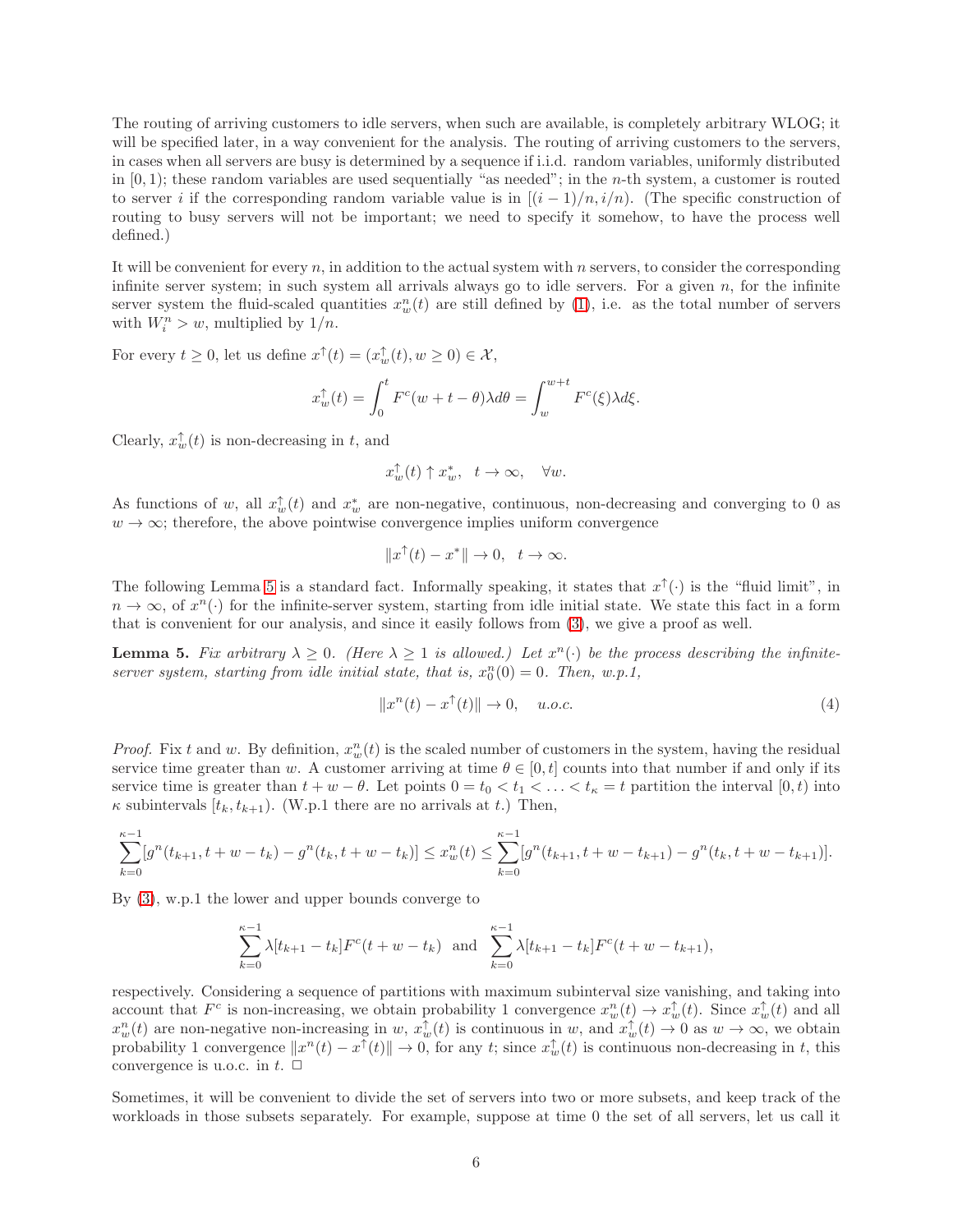The routing of arriving customers to idle servers, when such are available, is completely arbitrary WLOG; it will be specified later, in a way convenient for the analysis. The routing of arriving customers to the servers, in cases when all servers are busy is determined by a sequence if i.i.d. random variables, uniformly distributed in $[0, 1)$; these random variables are used sequentially "as needed"; in the $n$-th system, a customer is routed to server $i$ if the corresponding random variable value is in $[(i-1)/n, i/n)$. (The specific construction of routing to busy servers will not be important; we need to specify it somehow, to have the process well defined.)

It will be convenient for every $n$, in addition to the actual system with $n$ servers, to consider the corresponding infinite server system; in such system all arrivals always go to idle servers. For a given $n$, for the infinite server system the fluid-scaled quantities $x^n_w(t)$ are still defined by (1), i.e. as the total number of servers with $W^n_i > w$, multiplied by $1/n$.

For every $t \geq 0$, let us define $x^{\uparrow}(t) = (x^{\uparrow}_w(t), w \geq 0) \in \mathcal{X}$,

$$x^{\uparrow}_w(t) = \int_0^t F^c(w + t - \theta)\lambda d\theta = \int_w^{w+t} F^c(\xi)\lambda d\xi.$$

Clearly, $x^{\uparrow}_w(t)$ is non-decreasing in $t$, and

$$x^{\uparrow}_w(t) \uparrow x^*_w, \quad t \to \infty, \quad \forall w.$$

As functions of $w$, all $x^{\uparrow}_w(t)$ and $x^*_w$ are non-negative, continuous, non-decreasing and converging to 0 as $w \to \infty$; therefore, the above pointwise convergence implies uniform convergence

$$\|x^{\uparrow}(t) - x^*\| \to 0, \quad t \to \infty.$$

The following Lemma 5 is a standard fact. Informally speaking, it states that $x^{\uparrow}(\cdot)$ is the "fluid limit", in $n \to \infty$, of $x^n(\cdot)$ for the infinite-server system, starting from idle initial state. We state this fact in a form that is convenient for our analysis, and since it easily follows from (3), we give a proof as well.

**Lemma 5.** *Fix arbitrary $\lambda \geq 0$. (Here $\lambda \geq 1$ is allowed.) Let $x^n(\cdot)$ be the process describing the infinite-server system, starting from idle initial state, that is, $x^n_0(0) = 0$. Then, w.p.1,*

$$\|x^n(t) - x^{\uparrow}(t)\| \to 0, \quad u.o.c. \tag{4}$$

*Proof.* Fix $t$ and $w$. By definition, $x^n_w(t)$ is the scaled number of customers in the system, having the residual service time greater than $w$. A customer arriving at time $\theta \in [0, t]$ counts into that number if and only if its service time is greater than $t + w - \theta$. Let points $0 = t_0 < t_1 < \ldots < t_\kappa = t$ partition the interval $[0, t)$ into $\kappa$ subintervals $[t_k, t_{k+1})$. (W.p.1 there are no arrivals at $t$.) Then,

$$\sum_{k=0}^{\kappa-1}[g^n(t_{k+1}, t+w-t_k) - g^n(t_k, t+w-t_k)] \leq x^n_w(t) \leq \sum_{k=0}^{\kappa-1}[g^n(t_{k+1}, t+w-t_{k+1}) - g^n(t_k, t+w-t_{k+1})].$$

By (3), w.p.1 the lower and upper bounds converge to

$$\sum_{k=0}^{\kappa-1}\lambda[t_{k+1} - t_k]F^c(t + w - t_k) \quad \text{and} \quad \sum_{k=0}^{\kappa-1}\lambda[t_{k+1} - t_k]F^c(t + w - t_{k+1}),$$

respectively. Considering a sequence of partitions with maximum subinterval size vanishing, and taking into account that $F^c$ is non-increasing, we obtain probability 1 convergence $x^n_w(t) \to x^{\uparrow}_w(t)$. Since $x^{\uparrow}_w(t)$ and all $x^n_w(t)$ are non-negative non-increasing in $w$, $x^{\uparrow}_w(t)$ is continuous in $w$, and $x^{\uparrow}_w(t) \to 0$ as $w \to \infty$, we obtain probability 1 convergence $\|x^n(t) - x^{\uparrow}(t)\| \to 0$, for any $t$; since $x^{\uparrow}_w(t)$ is continuous non-decreasing in $t$, this convergence is u.o.c. in $t$. $\square$

Sometimes, it will be convenient to divide the set of servers into two or more subsets, and keep track of the workloads in those subsets separately. For example, suppose at time 0 the set of all servers, let us call it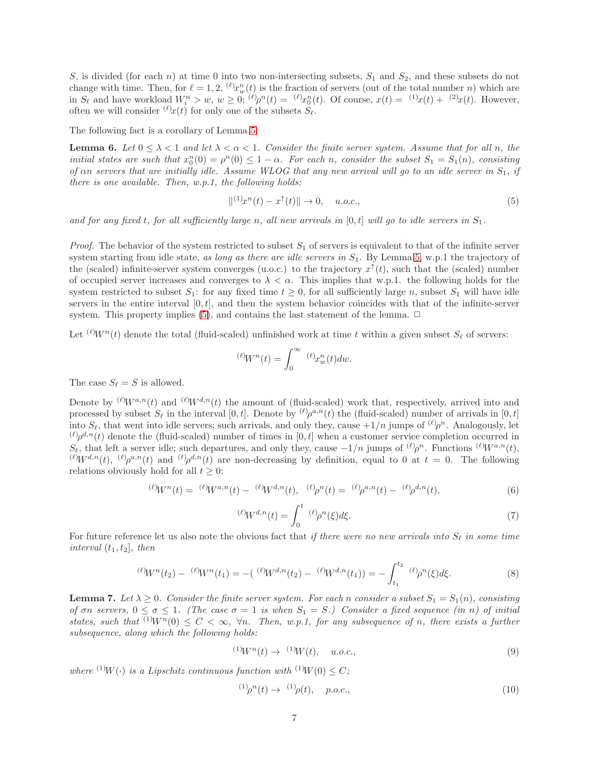$S$, is divided (for each $n$) at time 0 into two non-intersecting subsets, $S_1$ and $S_2$, and these subsets do not change with time. Then, for $\ell = 1, 2$, ${}^{(\ell)}x^n_w(t)$ is the fraction of servers (out of the total number $n$) which are in $S_\ell$ and have workload $W^n_i > w$, $w \geq 0$; ${}^{(\ell)}\rho^n(t) = {}^{(\ell)}x^n_0(t)$. Of course, $x(t) = {}^{(1)}x(t) + {}^{(2)}x(t)$. However, often we will consider ${}^{(\ell)}x(t)$ for only one of the subsets $S_\ell$.

The following fact is a corollary of Lemma 5.

**Lemma 6.** *Let $0 \leq \lambda < 1$ and let $\lambda < \alpha < 1$. Consider the finite server system. Assume that for all $n$, the initial states are such that $x^n_0(0) = \rho^n(0) \leq 1 - \alpha$. For each $n$, consider the subset $S_1 = S_1(n)$, consisting of $\alpha n$ servers that are initially idle. Assume WLOG that any new arrival will go to an idle server in $S_1$, if there is one available. Then, w.p.1, the following holds:*

$$\|{}^{(1)}x^n(t) - x^{\uparrow}(t)\| \to 0, \quad u.o.c., \tag{5}$$

*and for any fixed $t$, for all sufficiently large $n$, all new arrivals in $[0, t]$ will go to idle servers in $S_1$.*

*Proof.* The behavior of the system restricted to subset $S_1$ of servers is equivalent to that of the infinite server system starting from idle state, *as long as there are idle servers in $S_1$*. By Lemma 5, w.p.1 the trajectory of the (scaled) infinite-server system converges (u.o.c.) to the trajectory $x^{\uparrow}(t)$, such that the (scaled) number of occupied server increases and converges to $\lambda < \alpha$. This implies that w.p.1. the following holds for the system restricted to subset $S_1$: for any fixed time $t \geq 0$, for all sufficiently large $n$, subset $S_1$ will have idle servers in the entire interval $[0, t]$, and then the system behavior coincides with that of the infinite-server system. This property implies (5), and contains the last statement of the lemma. $\square$

Let ${}^{(\ell)}W^n(t)$ denote the total (fluid-scaled) unfinished work at time $t$ within a given subset $S_\ell$ of servers:

$${}^{(\ell)}W^n(t) = \int_0^\infty {}^{(\ell)}x^n_w(t)dw.$$

The case $S_\ell = S$ is allowed.

Denote by ${}^{(\ell)}W^{a,n}(t)$ and ${}^{(\ell)}W^{d,n}(t)$ the amount of (fluid-scaled) work that, respectively, arrived into and processed by subset $S_\ell$ in the interval $[0, t]$. Denote by ${}^{(\ell)}\rho^{a,n}(t)$ the (fluid-scaled) number of arrivals in $[0, t]$ into $S_\ell$, that went into idle servers; such arrivals, and only they, cause $+1/n$ jumps of ${}^{(\ell)}\rho^n$. Analogously, let ${}^{(\ell)}\rho^{d,n}(t)$ denote the (fluid-scaled) number of times in $[0, t]$ when a customer service completion occurred in $S_\ell$, that left a server idle; such departures, and only they, cause $-1/n$ jumps of ${}^{(\ell)}\rho^n$. Functions ${}^{(\ell)}W^{a,n}(t)$, ${}^{(\ell)}W^{d,n}(t)$, ${}^{(\ell)}\rho^{a,n}(t)$ and ${}^{(\ell)}\rho^{d,n}(t)$ are non-decreasing by definition, equal to 0 at $t = 0$. The following relations obviously hold for all $t \geq 0$:

$${}^{(\ell)}W^n(t) = {}^{(\ell)}W^{a,n}(t) - {}^{(\ell)}W^{d,n}(t), \quad {}^{(\ell)}\rho^n(t) = {}^{(\ell)}\rho^{a,n}(t) - {}^{(\ell)}\rho^{d,n}(t), \tag{6}$$

$${}^{(\ell)}W^{d,n}(t) = \int_0^t {}^{(\ell)}\rho^n(\xi)d\xi. \tag{7}$$

For future reference let us also note the obvious fact that *if there were no new arrivals into $S_\ell$ in some time interval $(t_1, t_2]$, then*

$${}^{(\ell)}W^n(t_2) - {}^{(\ell)}W^n(t_1) = -({}^{(\ell)}W^{d,n}(t_2) - {}^{(\ell)}W^{d,n}(t_1)) = -\int_{t_1}^{t_2} {}^{(\ell)}\rho^n(\xi)d\xi. \tag{8}$$

**Lemma 7.** *Let $\lambda \geq 0$. Consider the finite server system. For each $n$ consider a subset $S_1 = S_1(n)$, consisting of $\sigma n$ servers, $0 \leq \sigma \leq 1$. (The case $\sigma = 1$ is when $S_1 = S$.) Consider a fixed sequence (in $n$) of initial states, such that ${}^{(1)}W^n(0) \leq C < \infty$, $\forall n$. Then, w.p.1, for any subsequence of $n$, there exists a further subsequence, along which the following holds:*

$${}^{(1)}W^n(t) \to {}^{(1)}W(t), \quad u.o.c., \tag{9}$$

*where ${}^{(1)}W(\cdot)$ is a Lipschitz continuous function with ${}^{(1)}W(0) \leq C$;*

$${}^{(1)}\rho^n(t) \to {}^{(1)}\rho(t), \quad p.o.c., \tag{10}$$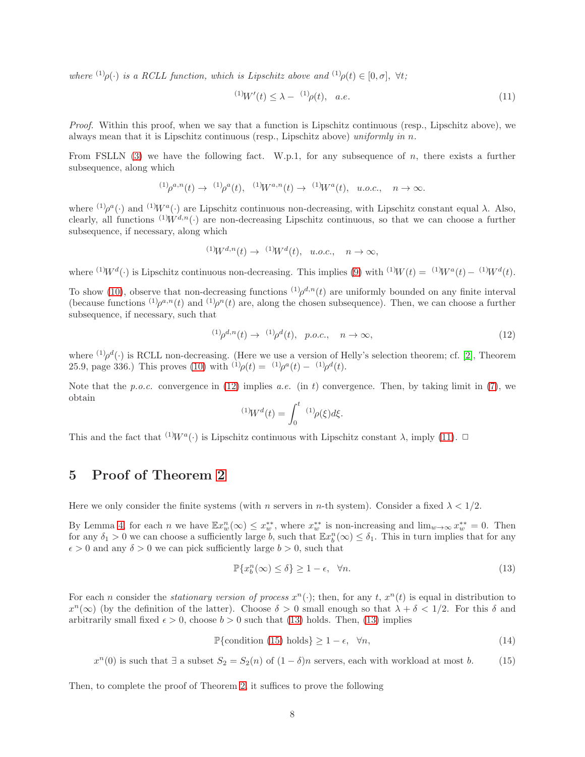*where* ${}^{(1)}\rho(\cdot)$ *is a RCLL function, which is Lipschitz above and* ${}^{(1)}\rho(t) \in [0,\sigma], \ \forall t;$

$$
{}^{(1)}W'(t) \leq \lambda - {}^{(1)}\rho(t), \quad a.e. \tag{11}
$$

*Proof.* Within this proof, when we say that a function is Lipschitz continuous (resp., Lipschitz above), we always mean that it is Lipschitz continuous (resp., Lipschitz above) *uniformly in* $n$.

From FSLLN (3) we have the following fact. W.p.1, for any subsequence of $n$, there exists a further subsequence, along which

$$
{}^{(1)}\rho^{a,n}(t) \to {}^{(1)}\rho^{a}(t), \ \ {}^{(1)}W^{a,n}(t) \to {}^{(1)}W^{a}(t), \ \ u.o.c., \quad n \to \infty.
$$

where ${}^{(1)}\rho^{a}(\cdot)$ and ${}^{(1)}W^{a}(\cdot)$ are Lipschitz continuous non-decreasing, with Lipschitz constant equal $\lambda$. Also, clearly, all functions ${}^{(1)}W^{d,n}(\cdot)$ are non-decreasing Lipschitz continuous, so that we can choose a further subsequence, if necessary, along which

$$
{}^{(1)}W^{d,n}(t) \to {}^{(1)}W^{d}(t), \ \ u.o.c., \quad n \to \infty,
$$

where ${}^{(1)}W^{d}(\cdot)$ is Lipschitz continuous non-decreasing. This implies (9) with ${}^{(1)}W(t) = {}^{(1)}W^{a}(t) - {}^{(1)}W^{d}(t)$.

To show (10), observe that non-decreasing functions ${}^{(1)}\rho^{d,n}(t)$ are uniformly bounded on any finite interval (because functions ${}^{(1)}\rho^{a,n}(t)$ and ${}^{(1)}\rho^{n}(t)$ are, along the chosen subsequence). Then, we can choose a further subsequence, if necessary, such that

$$
{}^{(1)}\rho^{d,n}(t) \to {}^{(1)}\rho^{d}(t), \ \ p.o.c., \quad n \to \infty, \tag{12}
$$

where ${}^{(1)}\rho^{d}(\cdot)$ is RCLL non-decreasing. (Here we use a version of Helly's selection theorem; cf. [2], Theorem 25.9, page 336.) This proves (10) with ${}^{(1)}\rho(t) = {}^{(1)}\rho^{a}(t) - {}^{(1)}\rho^{d}(t)$.

Note that the *p.o.c.* convergence in (12) implies *a.e.* (in $t$) convergence. Then, by taking limit in (7), we obtain

$$
{}^{(1)}W^{d}(t) = \int_0^t {}^{(1)}\rho(\xi) d\xi.
$$

This and the fact that ${}^{(1)}W^{a}(\cdot)$ is Lipschitz continuous with Lipschitz constant $\lambda$, imply (11). $\square$

# 5 Proof of Theorem 2

Here we only consider the finite systems (with $n$ servers in $n$-th system). Consider a fixed $\lambda < 1/2$.

By Lemma 4, for each $n$ we have $\mathbb{E}x_w^n(\infty) \leq x_w^{**}$, where $x_w^{**}$ is non-increasing and $\lim_{w\to\infty} x_w^{**} = 0$. Then for any $\delta_1 > 0$ we can choose a sufficiently large $b$, such that $\mathbb{E}x_b^n(\infty) \leq \delta_1$. This in turn implies that for any $\epsilon > 0$ and any $\delta > 0$ we can pick sufficiently large $b > 0$, such that

$$
\mathbb{P}\{x_b^n(\infty) \leq \delta\} \geq 1 - \epsilon, \quad \forall n. \tag{13}
$$

For each $n$ consider the *stationary version of process* $x^n(\cdot)$; then, for any $t$, $x^n(t)$ is equal in distribution to $x^n(\infty)$ (by the definition of the latter). Choose $\delta > 0$ small enough so that $\lambda + \delta < 1/2$. For this $\delta$ and arbitrarily small fixed $\epsilon > 0$, choose $b > 0$ such that (13) holds. Then, (13) implies

$$
\mathbb{P}\{\text{condition (15) holds}\} \geq 1 - \epsilon, \quad \forall n, \tag{14}
$$

$$
x^n(0) \text{ is such that } \exists \text{ a subset } S_2 = S_2(n) \text{ of } (1-\delta)n \text{ servers, each with workload at most } b. \tag{15}
$$

Then, to complete the proof of Theorem 2, it suffices to prove the following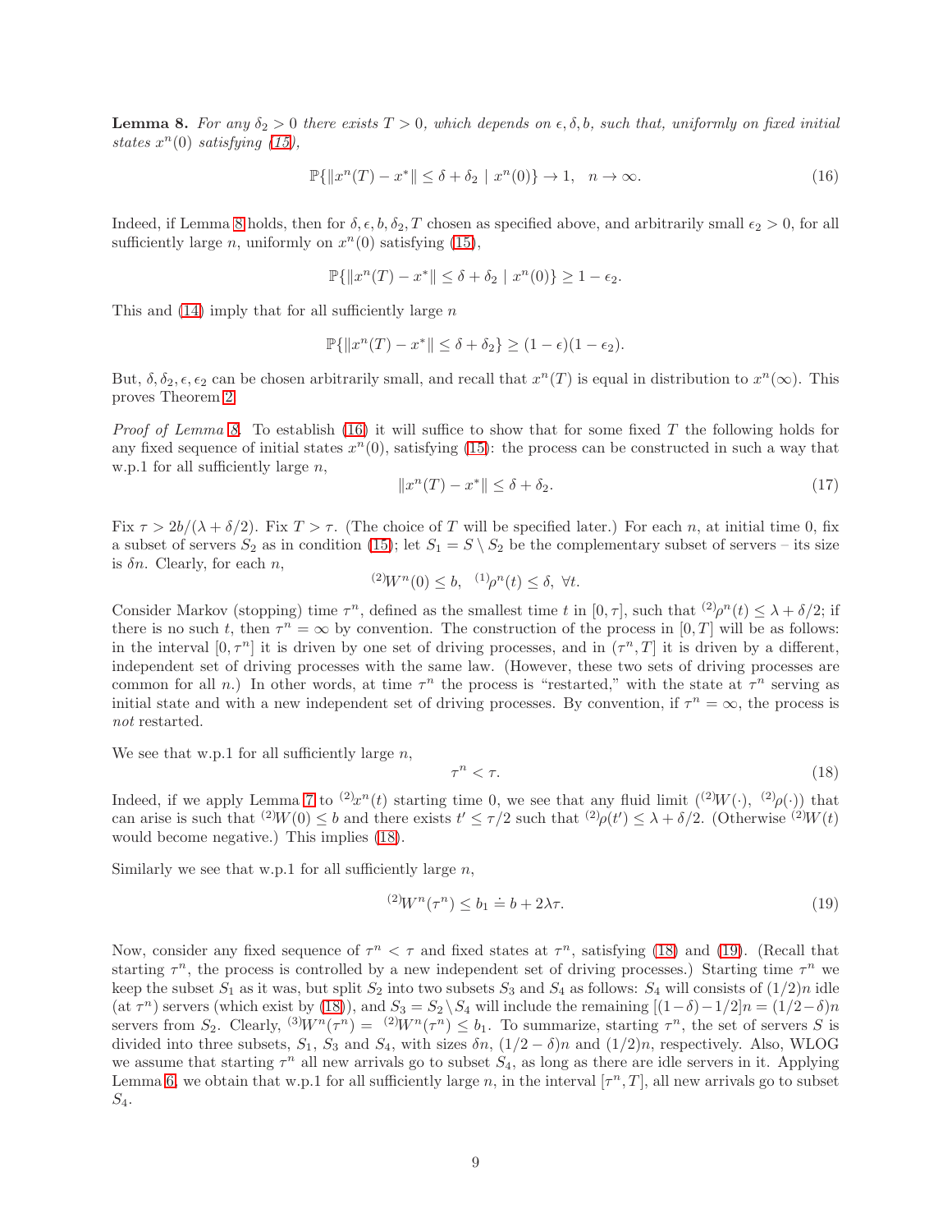**Lemma 8.** *For any $\delta_2 > 0$ there exists $T > 0$, which depends on $\epsilon, \delta, b$, such that, uniformly on fixed initial states $x^n(0)$ satisfying (15),*

$$\mathbb{P}\{\|x^n(T) - x^*\| \leq \delta + \delta_2 \mid x^n(0)\} \to 1, \quad n \to \infty. \tag{16}$$

Indeed, if Lemma 8 holds, then for $\delta, \epsilon, b, \delta_2, T$ chosen as specified above, and arbitrarily small $\epsilon_2 > 0$, for all sufficiently large $n$, uniformly on $x^n(0)$ satisfying (15),

$$\mathbb{P}\{\|x^n(T) - x^*\| \leq \delta + \delta_2 \mid x^n(0)\} \geq 1 - \epsilon_2.$$

This and (14) imply that for all sufficiently large $n$

$$\mathbb{P}\{\|x^n(T) - x^*\| \leq \delta + \delta_2\} \geq (1 - \epsilon)(1 - \epsilon_2).$$

But, $\delta, \delta_2, \epsilon, \epsilon_2$ can be chosen arbitrarily small, and recall that $x^n(T)$ is equal in distribution to $x^n(\infty)$. This proves Theorem 2.

*Proof of Lemma 8.* To establish (16) it will suffice to show that for some fixed $T$ the following holds for any fixed sequence of initial states $x^n(0)$, satisfying (15): the process can be constructed in such a way that w.p.1 for all sufficiently large $n$,

$$\|x^n(T) - x^*\| \leq \delta + \delta_2. \tag{17}$$

Fix $\tau > 2b/(\lambda + \delta/2)$. Fix $T > \tau$. (The choice of $T$ will be specified later.) For each $n$, at initial time 0, fix a subset of servers $S_2$ as in condition (15); let $S_1 = S \setminus S_2$ be the complementary subset of servers – its size is $\delta n$. Clearly, for each $n$,

$${}^{(2)}W^n(0) \leq b, \quad {}^{(1)}\rho^n(t) \leq \delta, \ \forall t.$$

Consider Markov (stopping) time $\tau^n$, defined as the smallest time $t$ in $[0, \tau]$, such that ${}^{(2)}\rho^n(t) \leq \lambda + \delta/2$; if there is no such $t$, then $\tau^n = \infty$ by convention. The construction of the process in $[0, T]$ will be as follows: in the interval $[0, \tau^n]$ it is driven by one set of driving processes, and in $(\tau^n, T]$ it is driven by a different, independent set of driving processes with the same law. (However, these two sets of driving processes are common for all $n$.) In other words, at time $\tau^n$ the process is "restarted," with the state at $\tau^n$ serving as initial state and with a new independent set of driving processes. By convention, if $\tau^n = \infty$, the process is *not* restarted.

We see that w.p.1 for all sufficiently large $n$,

$$\tau^n < \tau. \tag{18}$$

Indeed, if we apply Lemma 7 to ${}^{(2)}x^n(t)$ starting time 0, we see that any fluid limit $({}^{(2)}W(\cdot), {}^{(2)}\rho(\cdot))$ that can arise is such that ${}^{(2)}W(0) \leq b$ and there exists $t' \leq \tau/2$ such that ${}^{(2)}\rho(t') \leq \lambda + \delta/2$. (Otherwise ${}^{(2)}W(t)$ would become negative.) This implies (18).

Similarly we see that w.p.1 for all sufficiently large $n$,

$${}^{(2)}W^n(\tau^n) \leq b_1 \doteq b + 2\lambda\tau. \tag{19}$$

Now, consider any fixed sequence of $\tau^n < \tau$ and fixed states at $\tau^n$, satisfying (18) and (19). (Recall that starting $\tau^n$, the process is controlled by a new independent set of driving processes.) Starting time $\tau^n$ we keep the subset $S_1$ as it was, but split $S_2$ into two subsets $S_3$ and $S_4$ as follows: $S_4$ will consists of $(1/2)n$ idle (at $\tau^n$) servers (which exist by (18)), and $S_3 = S_2 \setminus S_4$ will include the remaining $[(1-\delta) - 1/2]n = (1/2 - \delta)n$ servers from $S_2$. Clearly, ${}^{(3)}W^n(\tau^n) = {}^{(2)}W^n(\tau^n) \leq b_1$. To summarize, starting $\tau^n$, the set of servers $S$ is divided into three subsets, $S_1$, $S_3$ and $S_4$, with sizes $\delta n$, $(1/2 - \delta)n$ and $(1/2)n$, respectively. Also, WLOG we assume that starting $\tau^n$ all new arrivals go to subset $S_4$, as long as there are idle servers in it. Applying Lemma 6, we obtain that w.p.1 for all sufficiently large $n$, in the interval $[\tau^n, T]$, all new arrivals go to subset $S_4$.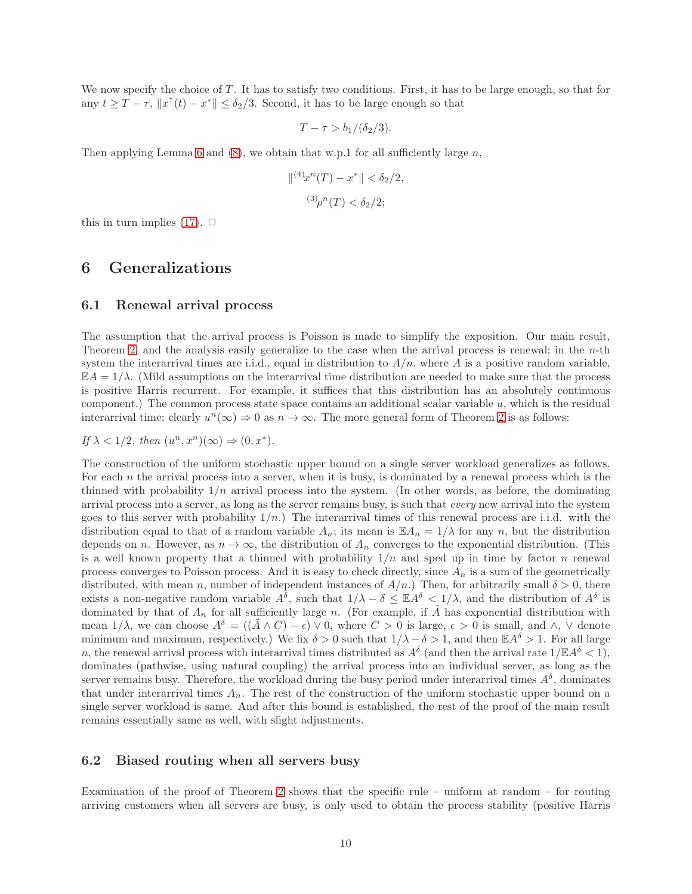We now specify the choice of $T$. It has to satisfy two conditions. First, it has to be large enough, so that for any $t \geq T - \tau$, $\|x^{\uparrow}(t) - x^*\| \leq \delta_2/3$. Second, it has to be large enough so that

$$T - \tau > b_1/(\delta_2/3).$$

Then applying Lemma 6 and (8), we obtain that w.p.1 for all sufficiently large $n$,

$$\|^{(4)}x^n(T) - x^*\| < \delta_2/2,$$

$$^{(3)}\rho^n(T) < \delta_2/2;$$

this in turn implies (17). □

# 6 Generalizations

## 6.1 Renewal arrival process

The assumption that the arrival process is Poisson is made to simplify the exposition. Our main result, Theorem 2, and the analysis easily generalize to the case when the arrival process is renewal; in the $n$-th system the interarrival times are i.i.d., equal in distribution to $A/n$, where $A$ is a positive random variable, $\mathbb{E}A = 1/\lambda$. (Mild assumptions on the interarrival time distribution are needed to make sure that the process is positive Harris recurrent. For example, it suffices that this distribution has an absolutely continuous component.) The common process state space contains an additional scalar variable $u$, which is the residual interarrival time; clearly $u^n(\infty) \Rightarrow 0$ as $n \to \infty$. The more general form of Theorem 2 is as follows:

*If $\lambda < 1/2$, then $(u^n, x^n)(\infty) \Rightarrow (0, x^*)$.*

The construction of the uniform stochastic upper bound on a single server workload generalizes as follows. For each $n$ the arrival process into a server, when it is busy, is dominated by a renewal process which is the thinned with probability $1/n$ arrival process into the system. (In other words, as before, the dominating arrival process into a server, as long as the server remains busy, is such that *every* new arrival into the system goes to this server with probability $1/n$.) The interarrival times of this renewal process are i.i.d. with the distribution equal to that of a random variable $A_n$; its mean is $\mathbb{E}A_n = 1/\lambda$ for any $n$, but the distribution depends on $n$. However, as $n \to \infty$, the distribution of $A_n$ converges to the exponential distribution. (This is a well known property that a thinned with probability $1/n$ and sped up in time by factor $n$ renewal process converges to Poisson process. And it is easy to check directly, since $A_n$ is a sum of the geometrically distributed, with mean $n$, number of independent instances of $A/n$.) Then, for arbitrarily small $\delta > 0$, there exists a non-negative random variable $A^\delta$, such that $1/\lambda - \delta \leq \mathbb{E}A^\delta < 1/\lambda$, and the distribution of $A^\delta$ is dominated by that of $A_n$ for all sufficiently large $n$. (For example, if $\tilde{A}$ has exponential distribution with mean $1/\lambda$, we can choose $A^\delta = ((\tilde{A} \wedge C) - \epsilon) \vee 0$, where $C > 0$ is large, $\epsilon > 0$ is small, and $\wedge$, $\vee$ denote minimum and maximum, respectively.) We fix $\delta > 0$ such that $1/\lambda - \delta > 1$, and then $\mathbb{E}A^\delta > 1$. For all large $n$, the renewal arrival process with interarrival times distributed as $A^\delta$ (and then the arrival rate $1/\mathbb{E}A^\delta < 1$), dominates (pathwise, using natural coupling) the arrival process into an individual server, as long as the server remains busy. Therefore, the workload during the busy period under interarrival times $A^\delta$, dominates that under interarrival times $A_n$. The rest of the construction of the uniform stochastic upper bound on a single server workload is same. And after this bound is established, the rest of the proof of the main result remains essentially same as well, with slight adjustments.

## 6.2 Biased routing when all servers busy

Examination of the proof of Theorem 2 shows that the specific rule – uniform at random – for routing arriving customers when all servers are busy, is only used to obtain the process stability (positive Harris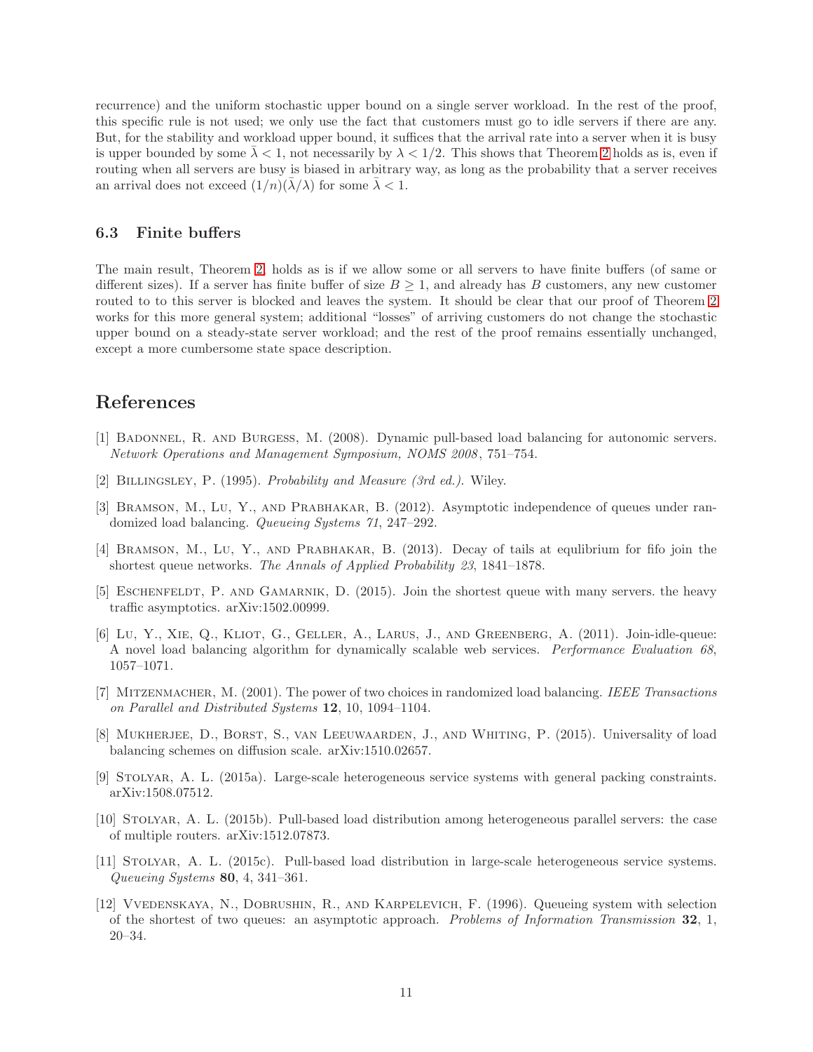recurrence) and the uniform stochastic upper bound on a single server workload. In the rest of the proof, this specific rule is not used; we only use the fact that customers must go to idle servers if there are any. But, for the stability and workload upper bound, it suffices that the arrival rate into a server when it is busy is upper bounded by some $\bar{\lambda} < 1$, not necessarily by $\lambda < 1/2$. This shows that Theorem 2 holds as is, even if routing when all servers are busy is biased in arbitrary way, as long as the probability that a server receives an arrival does not exceed $(1/n)(\bar{\lambda}/\lambda)$ for some $\bar{\lambda} < 1$.

### 6.3 Finite buffers

The main result, Theorem 2, holds as is if we allow some or all servers to have finite buffers (of same or different sizes). If a server has finite buffer of size $B \geq 1$, and already has $B$ customers, any new customer routed to to this server is blocked and leaves the system. It should be clear that our proof of Theorem 2 works for this more general system; additional "losses" of arriving customers do not change the stochastic upper bound on a steady-state server workload; and the rest of the proof remains essentially unchanged, except a more cumbersome state space description.

## References

[1] Badonnel, R. and Burgess, M. (2008). Dynamic pull-based load balancing for autonomic servers. *Network Operations and Management Symposium, NOMS 2008*, 751–754.

[2] Billingsley, P. (1995). *Probability and Measure (3rd ed.)*. Wiley.

[3] Bramson, M., Lu, Y., and Prabhakar, B. (2012). Asymptotic independence of queues under randomized load balancing. *Queueing Systems 71*, 247–292.

[4] Bramson, M., Lu, Y., and Prabhakar, B. (2013). Decay of tails at equlibrium for fifo join the shortest queue networks. *The Annals of Applied Probability 23*, 1841–1878.

[5] Eschenfeldt, P. and Gamarnik, D. (2015). Join the shortest queue with many servers. the heavy traffic asymptotics. arXiv:1502.00999.

[6] Lu, Y., Xie, Q., Kliot, G., Geller, A., Larus, J., and Greenberg, A. (2011). Join-idle-queue: A novel load balancing algorithm for dynamically scalable web services. *Performance Evaluation 68*, 1057–1071.

[7] Mitzenmacher, M. (2001). The power of two choices in randomized load balancing. *IEEE Transactions on Parallel and Distributed Systems* **12**, 10, 1094–1104.

[8] Mukherjee, D., Borst, S., van Leeuwaarden, J., and Whiting, P. (2015). Universality of load balancing schemes on diffusion scale. arXiv:1510.02657.

[9] Stolyar, A. L. (2015a). Large-scale heterogeneous service systems with general packing constraints. arXiv:1508.07512.

[10] Stolyar, A. L. (2015b). Pull-based load distribution among heterogeneous parallel servers: the case of multiple routers. arXiv:1512.07873.

[11] Stolyar, A. L. (2015c). Pull-based load distribution in large-scale heterogeneous service systems. *Queueing Systems* **80**, 4, 341–361.

[12] Vvedenskaya, N., Dobrushin, R., and Karpelevich, F. (1996). Queueing system with selection of the shortest of two queues: an asymptotic approach. *Problems of Information Transmission* **32**, 1, 20–34.